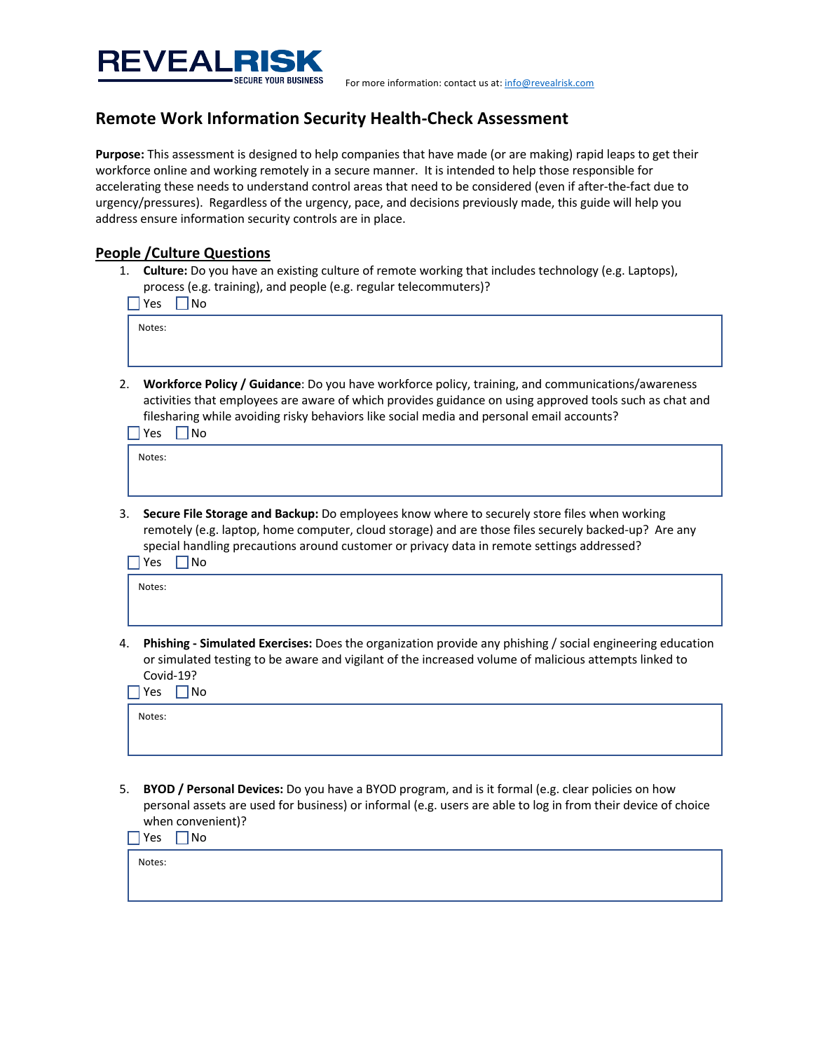REVEALRISK
SECURE YOUR BUSINESS

For more information: contact us at: info@revealrisk.com

# Remote Work Information Security Health-Check Assessment

**Purpose:** This assessment is designed to help companies that have made (or are making) rapid leaps to get their workforce online and working remotely in a secure manner. It is intended to help those responsible for accelerating these needs to understand control areas that need to be considered (even if after-the-fact due to urgency/pressures). Regardless of the urgency, pace, and decisions previously made, this guide will help you address ensure information security controls are in place.

## People /Culture Questions

1. **Culture:** Do you have an existing culture of remote working that includes technology (e.g. Laptops), process (e.g. training), and people (e.g. regular telecommuters)?

   ☐ Yes ☐ No

   Notes:

2. **Workforce Policy / Guidance**: Do you have workforce policy, training, and communications/awareness activities that employees are aware of which provides guidance on using approved tools such as chat and filesharing while avoiding risky behaviors like social media and personal email accounts?

   ☐ Yes ☐ No

   Notes:

3. **Secure File Storage and Backup:** Do employees know where to securely store files when working remotely (e.g. laptop, home computer, cloud storage) and are those files securely backed-up? Are any special handling precautions around customer or privacy data in remote settings addressed?

   ☐ Yes ☐ No

   Notes:

4. **Phishing - Simulated Exercises:** Does the organization provide any phishing / social engineering education or simulated testing to be aware and vigilant of the increased volume of malicious attempts linked to Covid-19?

   ☐ Yes ☐ No

   Notes:

5. **BYOD / Personal Devices:** Do you have a BYOD program, and is it formal (e.g. clear policies on how personal assets are used for business) or informal (e.g. users are able to log in from their device of choice when convenient)?

   ☐ Yes ☐ No

   Notes: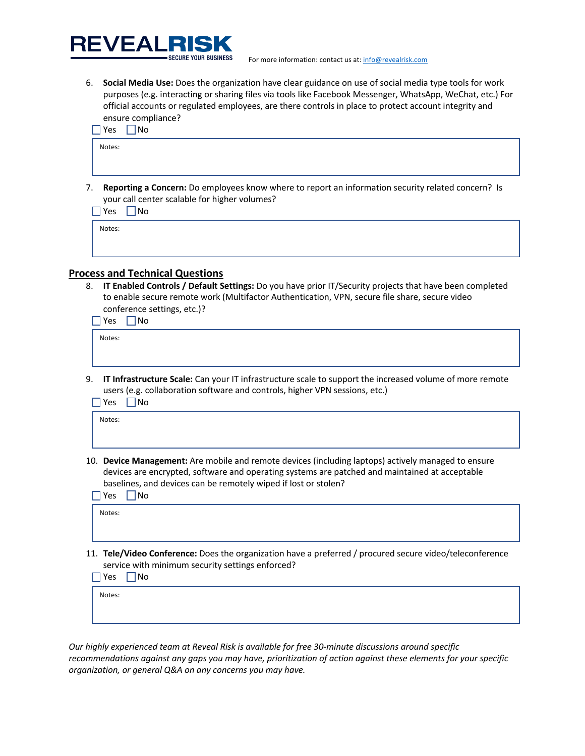REVEALRISK
SECURE YOUR BUSINESS

For more information: contact us at: info@revealrisk.com

6. **Social Media Use:** Does the organization have clear guidance on use of social media type tools for work purposes (e.g. interacting or sharing files via tools like Facebook Messenger, WhatsApp, WeChat, etc.) For official accounts or regulated employees, are there controls in place to protect account integrity and ensure compliance?

☐ Yes ☐ No

Notes:

7. **Reporting a Concern:** Do employees know where to report an information security related concern? Is your call center scalable for higher volumes?

☐ Yes ☐ No

Notes:

## Process and Technical Questions

8. **IT Enabled Controls / Default Settings:** Do you have prior IT/Security projects that have been completed to enable secure remote work (Multifactor Authentication, VPN, secure file share, secure video conference settings, etc.)?

☐ Yes ☐ No

Notes:

9. **IT Infrastructure Scale:** Can your IT infrastructure scale to support the increased volume of more remote users (e.g. collaboration software and controls, higher VPN sessions, etc.)

☐ Yes ☐ No

Notes:

10. **Device Management:** Are mobile and remote devices (including laptops) actively managed to ensure devices are encrypted, software and operating systems are patched and maintained at acceptable baselines, and devices can be remotely wiped if lost or stolen?

☐ Yes ☐ No

Notes:

11. **Tele/Video Conference:** Does the organization have a preferred / procured secure video/teleconference service with minimum security settings enforced?

☐ Yes ☐ No

Notes:

*Our highly experienced team at Reveal Risk is available for free 30-minute discussions around specific recommendations against any gaps you may have, prioritization of action against these elements for your specific organization, or general Q&A on any concerns you may have.*